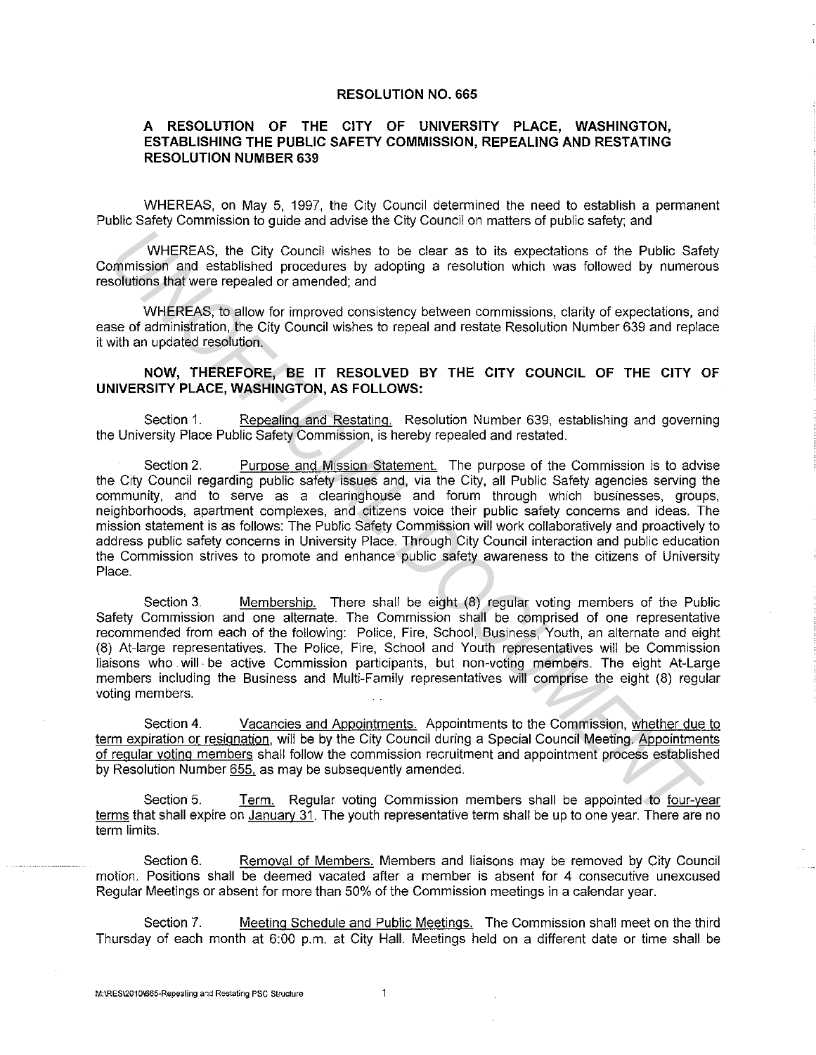# RESOLUTION NO. 665

## A RESOLUTION OF THE CITY OF UNIVERSITY PLACE, WASHINGTON, ESTABLISHING THE PUBLIC SAFETY COMMISSION, REPEALING AND RESTATING RESOLUTION NUMBER 639

WHEREAS, on May 5, 1997, the City Council determined the need to establish a permanent Public Safety Commission to guide and advise the City Council on matters of public safety; and

WHEREAS, the City Council wishes to be clear as to its expectations of the Public Safety Commission and established procedures by adopting a resolution which was followed by numerous resolutions that were repealed or amended; and

WHEREAS, to allow for improved consistency between commissions, clarity of expectations, and ease of administration, the City Council wishes to repeal and restate Resolution Number 639 and replace it with an updated resolution.

**NOW, THEREFORE, BE IT RESOLVED BY THE CITY COUNCIL OF THE CITY OF UNIVERSITY PLACE, WASHINGTON, AS FOLLOWS:**

Section 1. Repealing and Restating. Resolution Number 639, establishing and governing the University Place Public Safety Commission, is hereby repealed and restated.

Section 2. Purpose and Mission Statement. The purpose of the Commission is to advise the City Council regarding public safety issues and, via the City, all Public Safety agencies serving the community, and to serve as a clearinghouse and forum through which businesses, groups, neighborhoods, apartment complexes, and citizens voice their public safety concerns and ideas. The mission statement is as follows: The Public Safety Commission will work collaboratively and proactively to address public safety concerns in University Place. Through City Council interaction and public education the Commission strives to promote and enhance public safety awareness to the citizens of University Place.

Section 3. Membership. There shall be eight (8) regular voting members of the Public Safety Commission and one alternate. The Commission shall be comprised of one representative recommended from each of the following: Police, Fire, School, Business, Youth, an alternate and eight (8) At-large representatives. The Police, Fire, School and Youth representatives will be Commission liaisons who will be active Commission participants, but non-voting members. The eight At-Large members including the Business and Multi-Family representatives will comprise the eight (8) regular voting members.

Section 4. Vacancies and Appointments. Appointments to the Commission, whether due to term expiration or resignation, will be by the City Council during a Special Council Meeting. Appointments of regular voting members shall follow the commission recruitment and appointment process established by Resolution Number 655, as may be subsequently amended.

Section 5. Term. Regular voting Commission members shall be appointed to four-year terms that shall expire on January 31. The youth representative term shall be up to one year. There are no term limits.

Section 6. Removal of Members. Members and liaisons may be removed by City Council motion. Positions shall be deemed vacated after a member is absent for 4 consecutive unexcused Regular Meetings or absent for more than 50% of the Commission meetings in a calendar year.

Section 7. Meeting Schedule and Public Meetings. The Commission shall meet on the third Thursday of each month at 6:00 p.m. at City Hall. Meetings held on a different date or time shall be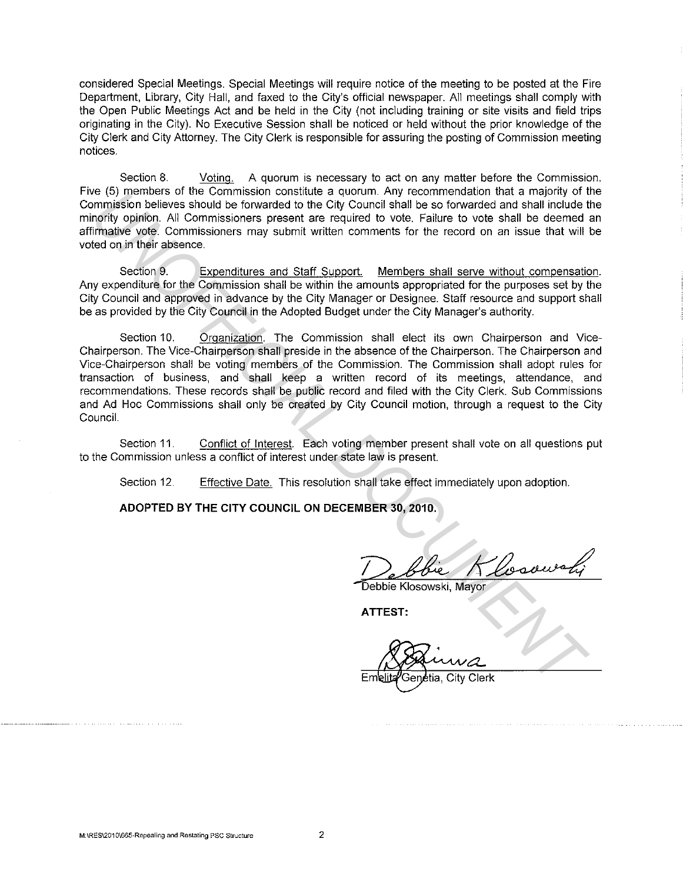considered Special Meetings. Special Meetings will require notice of the meeting to be posted at the Fire Department, Library, City Hall, and faxed to the City's official newspaper. All meetings shall comply with the Open Public Meetings Act and be held in the City (not including training or site visits and field trips originating in the City). No Executive Session shall be noticed or held without the prior knowledge of the City Clerk and City Attorney. The City Clerk is responsible for assuring the posting of Commission meeting notices.

Section 8. Voting. A quorum is necessary to act on any matter before the Commission. Five (5) members of the Commission constitute a quorum. Any recommendation that a majority of the Commission believes should be forwarded to the City Council shall be so forwarded and shall include the minority opinion. All Commissioners present are required to vote. Failure to vote shall be deemed an affirmative vote. Commissioners may submit written comments for the record on an issue that will be voted on in their absence.

Section 9. Expenditures and Staff Support. Members shall serve without compensation. Any expenditure for the Commission shall be within the amounts appropriated for the purposes set by the City Council and approved in advance by the City Manager or Designee. Staff resource and support shall be as provided by the City Council in the Adopted Budget under the City Manager's authority.

Section 10. Organization. The Commission shall elect its own Chairperson and Vice-Chairperson. The Vice-Chairperson shall preside in the absence of the Chairperson. The Chairperson and Vice-Chairperson shall be voting members of the Commission. The Commission shall adopt rules for transaction of business, and shall keep a written record of its meetings, attendance, and recommendations. These records shall be public record and filed with the City Clerk. Sub Commissions and Ad Hoc Commissions shall only be created by City Council motion, through a request to the City Council.

Section 11. Conflict of Interest. Each voting member present shall vote on all questions put to the Commission unless a conflict of interest under state law is present.

Section 12. Effective Date. This resolution shall take effect immediately upon adoption.

**ADOPTED BY THE CITY COUNCIL ON DECEMBER 30, 2010.**

Debbie Klosowski, Mayor

**ATTEST:**

Emelita Genetia, City Clerk

M:\RES\2010\665-Repealing and Restating PSC Structure